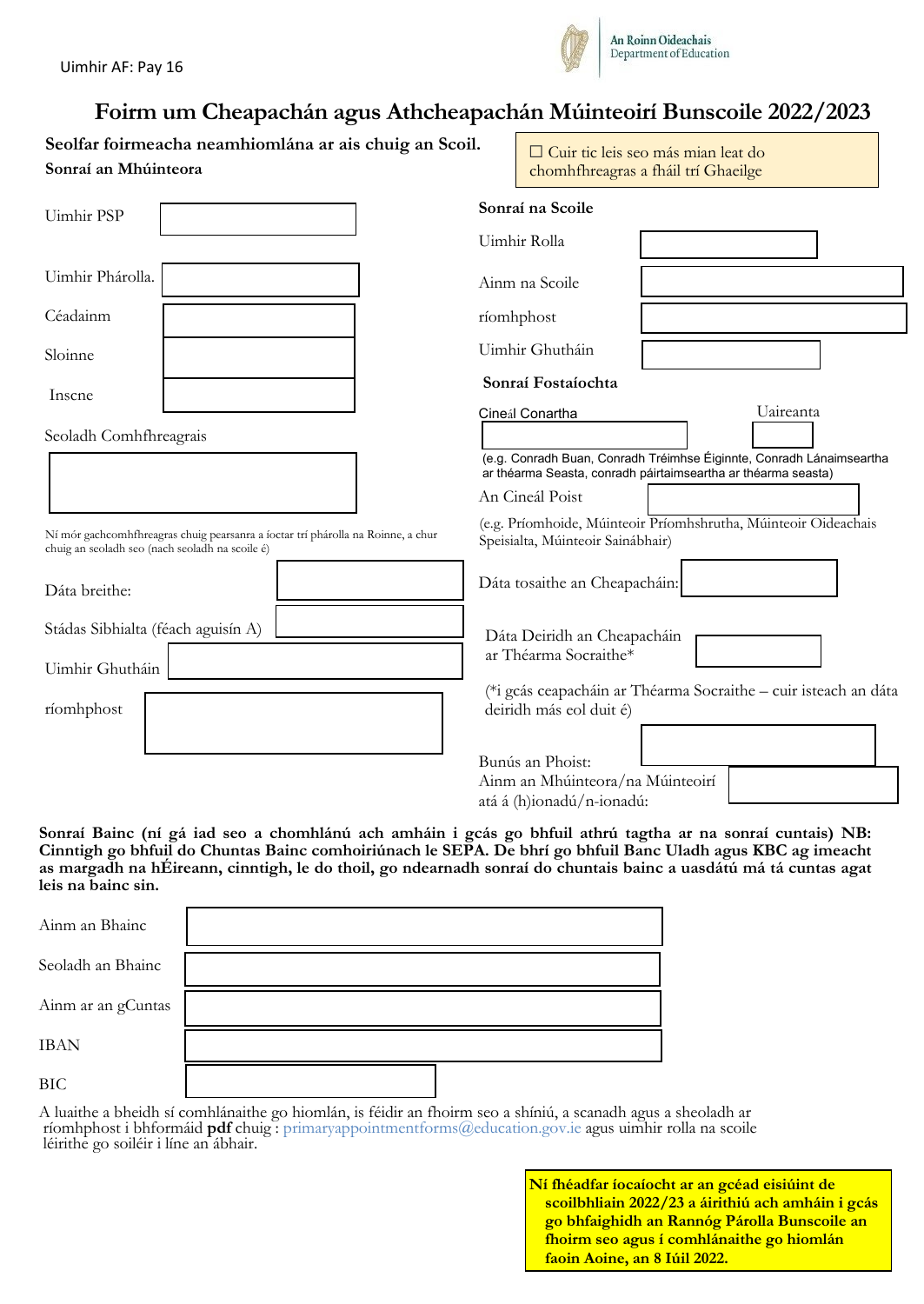Uimhir AF: Pay 16

An Roinn Oideachais
Department of Education

# Foirm um Cheapachán agus Athcheapachán Múinteoirí Bunscoile 2022/2023

**Seolfar foirmeacha neamhiomlána ar ais chuig an Scoil.**

☐ Cuir tic leis seo más mian leat do chomhfhreagras a fháil trí Ghaeilge

**Sonraí an Mhúinteora**

Uimhir PSP

Uimhir Phárolla.

Céadainm

Sloinne

Inscne

Seoladh Comhfhreagrais

Ní mór gachcomhfhreagras chuig pearsanra a íoctar trí phárolla na Roinne, a chur chuig an seoladh seo (nach seoladh na scoile é)

Dáta breithe:

Stádas Sibhialta (féach aguisín A)

Uimhir Ghutháin

ríomhphost

**Sonraí na Scoile**

Uimhir Rolla

Ainm na Scoile

ríomhphost

Uimhir Ghutháin

**Sonraí Fostaíochta**

Cineál Conartha

Uaireanta

(e.g. Conradh Buan, Conradh Tréimhse Éiginnte, Conradh Lánaimseartha ar théarma Seasta, conradh páirtaimseartha ar théarma seasta)

An Cineál Poist

(e.g. Príomhoide, Múinteoir Príomhshrutha, Múinteoir Oideachais Speisialta, Múinteoir Sainábhair)

Dáta tosaithe an Cheapacháin:

Dáta Deiridh an Cheapacháin ar Théarma Socraithe*

(*i gcás ceapacháin ar Théarma Socraithe – cuir isteach an dáta deiridh más eol duit é)

Bunús an Phoist:

Ainm an Mhúinteora/na Múinteoirí atá á (h)ionadú/n-ionadú:

**Sonraí Bainc (ní gá iad seo a chomhlánú ach amháin i gcás go bhfuil athrú tagtha ar na sonraí cuntais) NB: Cinntigh go bhfuil do Chuntas Bainc comhoiriúnach le SEPA. De bhrí go bhfuil Banc Uladh agus KBC ag imeacht as margadh na hÉireann, cinntigh, le do thoil, go ndearnadh sonraí do chuntais bainc a uasdátú má tá cuntas agat leis na bainc sin.**

Ainm an Bhainc

Seoladh an Bhainc

Ainm ar an gCuntas

IBAN

BIC

A luaithe a bheidh sí comhlánaithe go hiomlán, is féidir an fhoirm seo a shíniú, a scanadh agus a sheoladh ar ríomhphost i bhformáid **pdf** chuig : primaryappointmentforms@education.gov.ie agus uimhir rolla na scoile léirithe go soiléir i líne an ábhair.

**Ní fhéadfar íocaíocht ar an gcéad eisiúint de scoilbhliain 2022/23 a áirithiú ach amháin i gcás go bhfaighidh an Rannóg Párolla Bunscoile an fhoirm seo agus í comhlánaithe go hiomlán faoin Aoine, an 8 Iúil 2022.**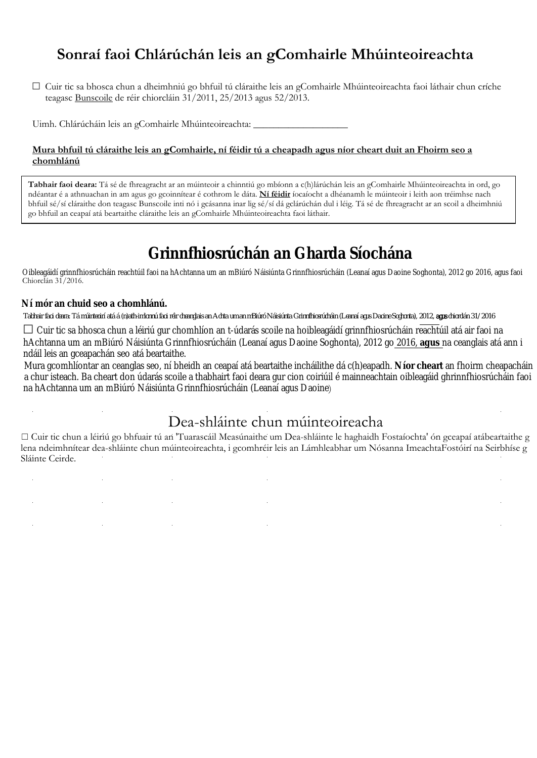## Sonraí faoi Chlárúchán leis an gComhairle Mhúinteoireachta

☐ Cuir tic sa bhosca chun a dheimhniú go bhfuil tú cláraithe leis an gComhairle Mhúinteoireachta faoi láthair chun críche teagasc Bunscoile de réir chiorcláin 31/2011, 25/2013 agus 52/2013.

Uimh. Chlárúcháin leis an gComhairle Mhúinteoireachta: ___________________

**Mura bhfuil tú cláraithe leis an gComhairle, ní féidir tú a cheapadh agus níor cheart duit an Fhoirm seo a chomhlánú**

**Tabhair faoi deara:** Tá sé de fhreagracht ar an múinteoir a chinntiú go mbíonn a c(h)lárúchán leis an gComhairle Mhúinteoireachta in ord, go ndéantar é a athnuachan in am agus go gcoinnítear é cothrom le dáta. **Ní féidir** íocaíocht a dhéanamh le múinteoir i leith aon tréimhse nach bhfuil sé/sí cláraithe don teagasc Bunscoile inti nó i gcásanna inar lig sé/sí dá clárúchán dul i léig. Tá sé de fhreagracht ar an scoil a dheimhniú go bhfuil an ceapaí atá beartaithe cláraithe leis an gComhairle Mhúinteoireachta faoi láthair.

## Grinnfhiosrúchán an Gharda Síochána

Oibleagáidí grinnfhiosrúcháin reachtúil faoi na hAchtanna um an mBiúró Náisiúnta Grinnfhiosrúcháin (Leanaí agus Daoine Soghonta), 2012 go 2016, agus faoi Chiorclán 31/2016.

**Ní mór an chuid seo a chomhlánú.**

Tabhair faoi deara: Tá múinteoirí atá á (n)ath-infhostú faoi réir cheanglais an Achta um an mBiúró Náisiúnta Grinnfhiosrúcháin (Leanaí agus Daoine Soghonta), 2012, **agus** chiorclán 31/2016

☐ Cuir tic sa bhosca chun a léiriú gur chomhlíon an t-údarás scoile na hoibleagáidí grinnfhiosrúcháin reachtúil atá air faoi na hAchtanna um an mBiúró Náisiúnta Grinnfhiosrúcháin (Leanaí agus Daoine Soghonta), 2012 go 2016, **agus** na ceanglais atá ann i ndáil leis an gceapachán seo atá beartaithe.

Mura gcomhlíontar an ceanglas seo, ní bheidh an ceapaí atá beartaithe incháilithe dá c(h)eapadh. **Níor cheart** an fhoirm cheapacháin a chur isteach. Ba cheart don údarás scoile a thabhairt faoi deara gur cion coiriúil é mainneachtain oibleagáid ghrinnfhiosrúcháin faoi na hAchtanna um an mBiúró Náisiúnta Grinnfhiosrúcháin (Leanaí agus Daoine)

## Dea-shláinte chun múinteoireacha

☐ Cuir tic chun a léiriú go bhfuair tú an 'Tuarascáil Measúnaithe um Dea-shláinte le haghaidh Fostaíochta' ón gceapaí atábeartaithe g lena ndeimhnítear dea-shláinte chun múinteoireachta, i gcomhréir leis an Lámhleabhar um Nósanna ImeachtaFostóirí na Seirbhíse g Sláinte Ceirde.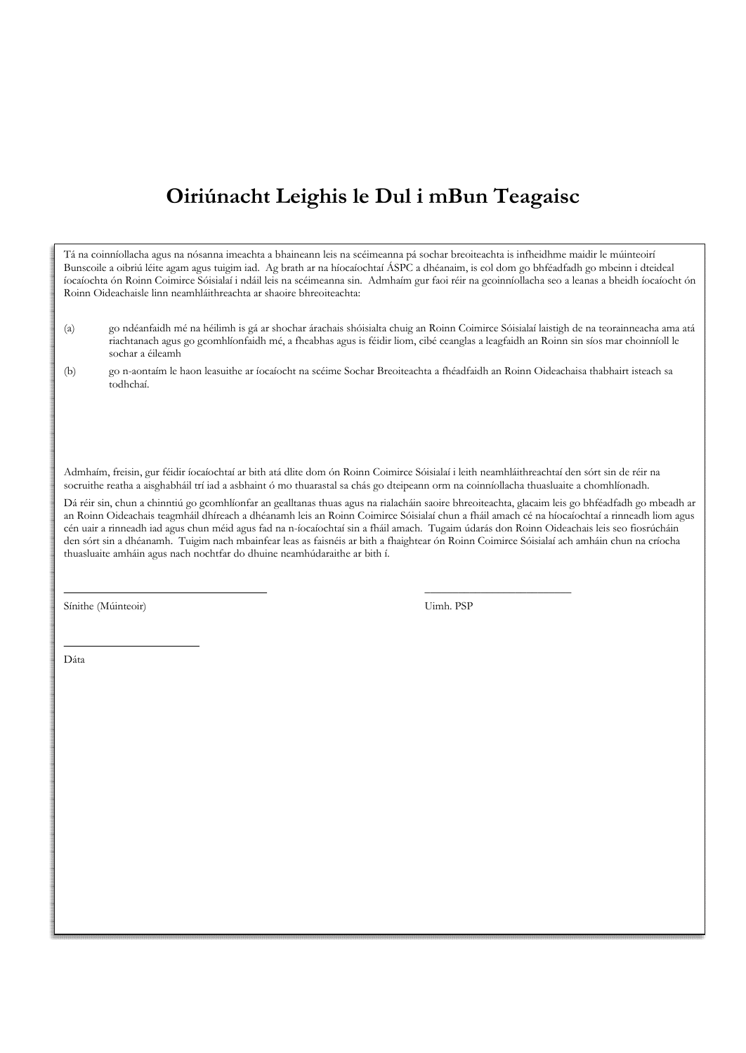# Oiriúnacht Leighis le Dul i mBun Teagaisc

Tá na coinníollacha agus na nósanna imeachta a bhaineann leis na scéimeanna pá sochar breoiteachta is infheidhme maidir le múinteoirí Bunscoile a oibriú léite agam agus tuigim iad. Ag brath ar na híocaíochtaí ÁSPC a dhéanaim, is eol dom go bhféadfadh go mbeinn i dteideal íocaíochta ón Roinn Coimirce Sóisialaí i ndáil leis na scéimeanna sin. Admhaím gur faoi réir na gcoinníollacha seo a leanas a bheidh íocaíocht ón Roinn Oideachaisle linn neamhláithreachta ar shaoire bhreoiteachta:

(a) go ndéanfaidh mé na héilimh is gá ar shochar árachais shóisialta chuig an Roinn Coimirce Sóisialaí laistigh de na teorainneacha ama atá riachtanach agus go gcomhlíonfaidh mé, a fheabhas agus is féidir liom, cibé ceanglas a leagfaidh an Roinn sin síos mar choinníoll le sochar a éileamh

(b) go n-aontaím le haon leasuithe ar íocaíocht na scéime Sochar Breoiteachta a fhéadfaidh an Roinn Oideachaisa thabhairt isteach sa todhchaí.

Admhaím, freisin, gur féidir íocaíochtaí ar bith atá dlite dom ón Roinn Coimirce Sóisialaí i leith neamhláithreachtaí den sórt sin de réir na socruithe reatha a aisghabháil trí iad a asbhaint ó mo thuarastal sa chás go dteipeann orm na coinníollacha thuasluaite a chomhlíonadh.

Dá réir sin, chun a chinntiú go gcomhlíonfar an gealltanas thuas agus na rialacháin saoire bhreoiteachta, glacaim leis go bhféadfadh go mbeadh ar an Roinn Oideachais teagmháil dhíreach a dhéanamh leis an Roinn Coimirce Sóisialaí chun a fháil amach cé na híocaíochtaí a rinneadh liom agus cén uair a rinneadh iad agus chun méid agus fad na n-íocaíochtaí sin a fháil amach. Tugaim údarás don Roinn Oideachais leis seo fiosrúcháin den sórt sin a dhéanamh. Tuigim nach mbainfear leas as faisnéis ar bith a fhaightear ón Roinn Coimirce Sóisialaí ach amháin chun na críocha thuasluaite amháin agus nach nochtfar do dhuine neamhúdaraithe ar bith í.

\_\_\_\_\_\_\_\_\_\_\_\_\_\_\_\_\_\_\_\_\_\_\_\_\_\_\_\_\_\_\_\_\_\_\_\_

Sínithe (Múinteoir)

\_\_\_\_\_\_\_\_\_\_\_\_\_\_\_\_\_\_\_\_\_\_\_\_\_\_\_

Uimh. PSP

\_\_\_\_\_\_\_\_\_\_\_\_\_\_\_\_\_\_\_\_\_\_\_\_

Dáta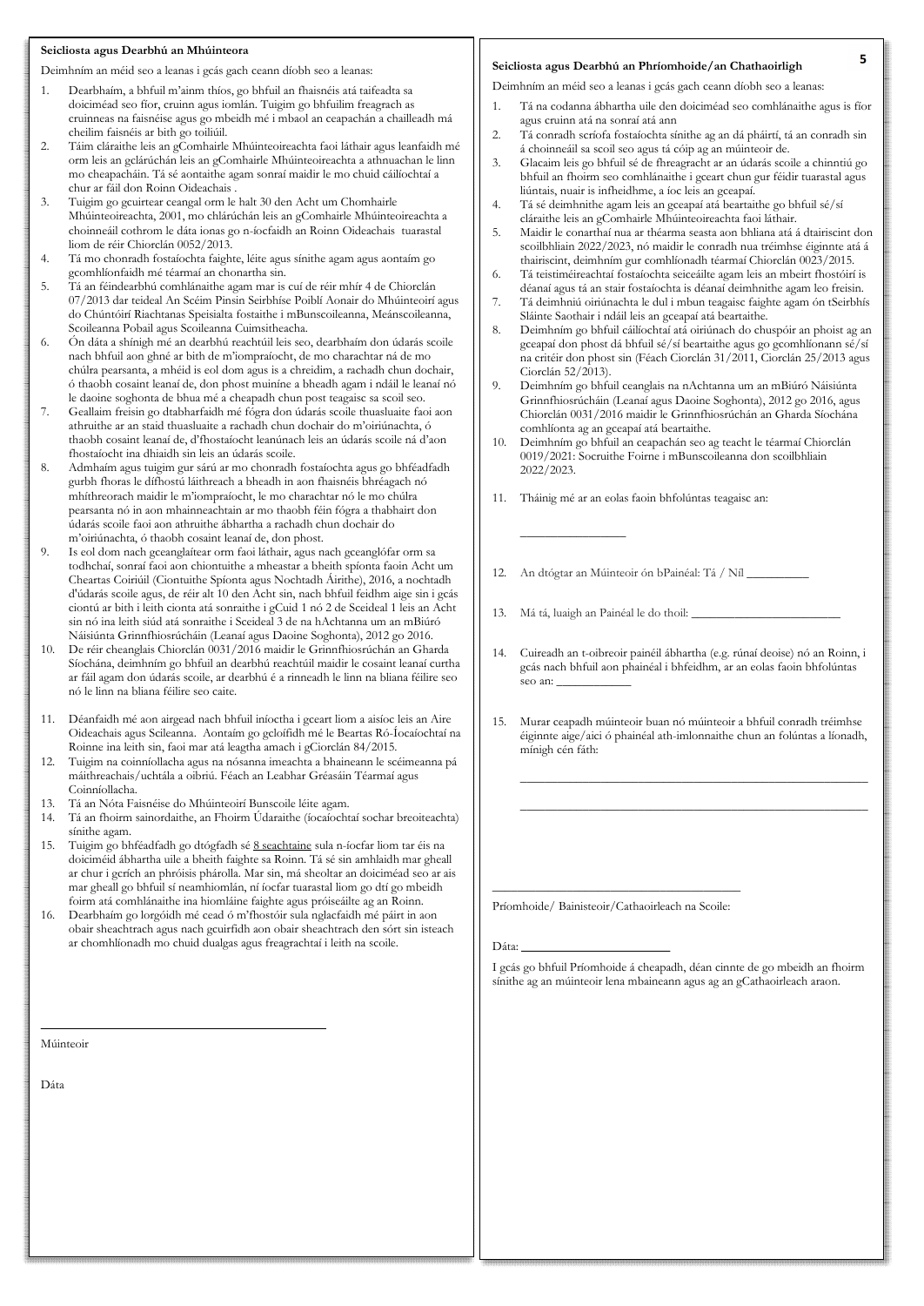### Seicliosta agus Dearbhú an Mhúinteora

Deimhním an méid seo a leanas i gcás gach ceann díobh seo a leanas:

1. Dearbhaím, a bhfuil m'ainm thíos, go bhfuil an fhaisnéis atá taifeadta sa doiciméad seo fíor, cruinn agus iomlán. Tuigim go bhfuilim freagrach as cruinneas na faisnéise agus go mbeidh mé i mbaol an ceapachán a chailleadh má cheilim faisnéis ar bith go toiliúil.
2. Táim cláraithe leis an gComhairle Mhúinteoireachta faoi láthair agus leanfaidh mé orm leis an gclárúchán leis an gComhairle Mhúinteoireachta a athnuachan le linn mo cheapacháin. Tá sé aontaithe agam sonraí maidir le mo chuid cáilíochtaí a chur ar fáil don Roinn Oideachais .
3. Tuigim go gcuirtear ceangal orm le halt 30 den Acht um Chomhairle Mhúinteoireachta, 2001, mo chlárúchán leis an gComhairle Mhúinteoireachta a choinneáil cothrom le dáta ionas go n-íocfaidh an Roinn Oideachais tuarastal liom de réir Chiorclán 0052/2013.
4. Tá mo chonradh fostaíochta faighte, léite agus sínithe agam agus aontaím go gcomhlíonfaidh mé téarmaí an chonartha sin.
5. Tá an féindearbhú comhlánaithe agam mar is cuí de réir mhír 4 de Chiorclán 07/2013 dar teideal An Scéim Pinsin Seirbhíse Poiblí Aonair do Mhúinteoirí agus do Chúntóirí Riachtanas Speisialta fostaithe i mBunscoileanna, Meánscoileanna, Scoileanna Pobail agus Scoileanna Cuimsitheacha.
6. Ón dáta a shínigh mé an dearbhú reachtúil leis seo, dearbhaím don údarás scoile nach bhfuil aon ghné ar bith de m'iompraíocht, de mo charachtar ná de mo chúlra pearsanta, a mhéid is eol dom agus is a chreidim, a rachadh chun dochair, ó thaobh cosaint leanaí de, don phost muiníne a bheadh agam i ndáil le leanaí nó le daoine soghonta de bhua mé a cheapadh chun post teagaisc sa scoil seo.
7. Geallaim freisin go dtabharfaidh mé fógra don údarás scoile thuasluaite faoi aon athruithe ar an staid thuasluaite a rachadh chun dochair do m'oiriúnachta, ó thaobh cosaint leanaí de, d'fhostaíocht leanúnach leis an údarás scoile ná d'aon fhostaíocht ina dhiaidh sin leis an údarás scoile.
8. Admhaím agus tuigim gur sárú ar mo chonradh fostaíochta agus go bhféadfadh gurbh fhoras le dífhostú láithreach a bheadh in aon fhaisnéis bhréagach nó mhíthreorach maidir le m'iompraíocht, le mo charachtar nó le mo chúlra pearsanta nó in aon mhainneachtain ar mo thaobh féin fógra a thabhairt don údarás scoile faoi aon athruithe ábhartha a rachadh chun dochair do m'oiriúnachta, ó thaobh cosaint leanaí de, don phost.
9. Is eol dom nach gceanglaítear orm faoi láthair, agus nach gceanglófar orm sa todhchaí, sonraí faoi aon chiontuithe a mheastar a bheith spíonta faoin Acht um Cheartas Coiriúil (Ciontuithe Spíonta agus Nochtadh Áirithe), 2016, a nochtadh d'údarás scoile agus, de réir alt 10 den Acht sin, nach bhfuil feidhm aige sin i gcás ciontú ar bith i leith cionta atá sonraithe i gCuid 1 nó 2 de Sceideal 1 leis an Acht sin nó ina leith siúd atá sonraithe i Sceideal 3 de na hAchtanna um an mBiúró Náisiúnta Grinnfhiosrúcháin (Leanaí agus Daoine Soghonta), 2012 go 2016.
10. De réir cheanglais Chiorclán 0031/2016 maidir le Grinnfhiosrúchán an Gharda Síochána, deimhním go bhfuil an dearbhú reachtúil maidir le cosaint leanaí curtha ar fáil agam don údarás scoile, ar dearbhú é a rinneadh le linn na bliana féilire seo nó le linn na bliana féilire seo caite.
11. Déanfaidh mé aon airgead nach bhfuil iníoctha i gceart liom a aisíoc leis an Aire Oideachais agus Scileanna. Aontaím go gcloífidh mé le Beartas Ró-Íocaíochtaí na Roinne ina leith sin, faoi mar atá leagtha amach i gCiorclán 84/2015.
12. Tuigim na coinníollacha agus na nósanna imeachta a bhaineann le scéimeanna pá máithreachais/uchtála a oibriú. Féach an Leabhar Gréasáin Téarmaí agus Coinníollacha.
13. Tá an Nóta Faisnéise do Mhúinteoirí Bunscoile léite agam.
14. Tá an fhoirm sainordaithe, an Fhoirm Údaraithe (íocaíochtaí sochar breoiteachta) sínithe agam.
15. Tuigim go bhféadfadh go dtógfadh sé 8 seachtaine sula n-íocfar liom tar éis na doiciméid ábhartha uile a bheith faighte sa Roinn. Tá sé sin amhlaidh mar gheall ar chur i gcrích an phróisis phárolla. Mar sin, má sheoltar an doiciméad seo ar ais mar gheall go bhfuil sí neamhiomlán, ní íocfar tuarastal liom go dtí go mbeidh foirm atá comhlánaithe ina hiomláine faighte agus próiseáilte ag an Roinn.
16. Dearbhaím go lorgóidh mé cead ó m'fhostóir sula nglacfaidh mé páirt in aon obair sheachtrach agus nach gcuirfidh aon obair sheachtrach den sórt sin isteach ar chomhlíonadh mo chuid dualgas agus freagrachtaí i leith na scoile.

\_\_\_\_\_\_\_\_\_\_\_\_\_\_\_\_\_\_\_\_\_\_\_\_\_\_\_\_\_\_\_\_\_\_\_\_\_\_\_\_

Múinteoir

Dáta

### Seicliosta agus Dearbhú an Phríomhoide/an Chathaoirligh

Deimhním an méid seo a leanas i gcás gach ceann díobh seo a leanas:

1. Tá na codanna ábhartha uile den doiciméad seo comhlánaithe agus is fíor agus cruinn atá na sonraí atá ann
2. Tá conradh scríofa fostaíochta sínithe ag an dá pháirtí, tá an conradh sin á choinneáil sa scoil seo agus tá cóip ag an múinteoir de.
3. Glacaim leis go bhfuil sé de fhreagracht ar an údarás scoile a chinntiú go bhfuil an fhoirm seo comhlánaithe i gceart chun gur féidir tuarastal agus liúntais, nuair is infheidhme, a íoc leis an gceapaí.
4. Tá sé deimhnithe agam leis an gceapaí atá beartaithe go bhfuil sé/sí cláraithe leis an gComhairle Mhúinteoireachta faoi láthair.
5. Maidir le conarthaí nua ar théarma seasta aon bhliana atá á dtairiscint don scoilbhliain 2022/2023, nó maidir le conradh nua tréimhse éiginnte atá á thairiscint, deimhním gur comhlíonadh téarmaí Chiorclán 0023/2015.
6. Tá teistiméireachtaí fostaíochta seiceáilte agam leis an mbeirt fhostóirí is déanaí agus tá an stair fostaíochta is déanaí deimhnithe agam leo freisin.
7. Tá deimhniú oiriúnachta le dul i mbun teagaisc faighte agam ón tSeirbhís Sláinte Saothair i ndáil leis an gceapaí atá beartaithe.
8. Deimhním go bhfuil cáilíochtaí atá oiriúnach do chuspóir an phoist ag an gceapaí don phost dá bhfuil sé/sí beartaithe agus go gcomhlíonann sé/sí na critéir don phost sin (Féach Ciorclán 31/2011, Ciorclán 25/2013 agus Ciorclán 52/2013).
9. Deimhním go bhfuil ceanglais na nAchtanna um an mBiúró Náisiúnta Grinnfhiosrúcháin (Leanaí agus Daoine Soghonta), 2012 go 2016, agus Chiorclán 0031/2016 maidir le Grinnfhiosrúchán an Gharda Síochána comhlíonta ag an gceapaí atá beartaithe.
10. Deimhním go bhfuil an ceapachán seo ag teacht le téarmaí Chiorclán 0019/2021: Socruithe Foirne i mBunscoileanna don scoilbhliain 2022/2023.
11. Tháinig mé ar an eolas faoin bhfolúntas teagaisc an:

    \_\_\_\_\_\_\_\_\_\_\_\_\_\_\_\_

12. An dtógtar an Múinteoir ón bPainéal: Tá / Níl \_\_\_\_\_\_\_\_\_\_
13. Má tá, luaigh an Painéal le do thoil: \_\_\_\_\_\_\_\_\_\_\_\_\_\_\_\_\_\_\_\_\_\_\_\_
14. Cuireadh an t-oibreoir painéil ábhartha (e.g. rúnaí deoise) nó an Roinn, i gcás nach bhfuil aon phainéal i bhfeidhm, ar an eolas faoin bhfolúntas seo an: \_\_\_\_\_\_\_\_\_\_\_\_
15. Murar ceapadh múinteoir buan nó múinteoir a bhfuil conradh tréimhse éiginnte aige/aici ó phainéal ath-imlonnaithe chun an folúntas a líonadh, mínigh cén fáth:

    \_\_\_\_\_\_\_\_\_\_\_\_\_\_\_\_\_\_\_\_\_\_\_\_\_\_\_\_\_\_\_\_\_\_\_\_\_\_\_\_\_\_\_\_\_\_\_\_\_\_\_\_\_\_\_\_

    \_\_\_\_\_\_\_\_\_\_\_\_\_\_\_\_\_\_\_\_\_\_\_\_\_\_\_\_\_\_\_\_\_\_\_\_\_\_\_\_\_\_\_\_\_\_\_\_\_\_\_\_\_\_\_\_

\_\_\_\_\_\_\_\_\_\_\_\_\_\_\_\_\_\_\_\_\_\_\_\_\_\_\_\_\_\_\_\_\_\_\_\_\_\_\_\_

Príomhoide/ Bainisteoir/Cathaoirleach na Scoile:

Dáta: \_\_\_\_\_\_\_\_\_\_\_\_\_\_\_\_\_\_\_\_\_\_\_\_

I gcás go bhfuil Príomhoide á cheapadh, déan cinnte de go mbeidh an fhoirm sínithe ag an múinteoir lena mbaineann agus ag an gCathaoirleach araon.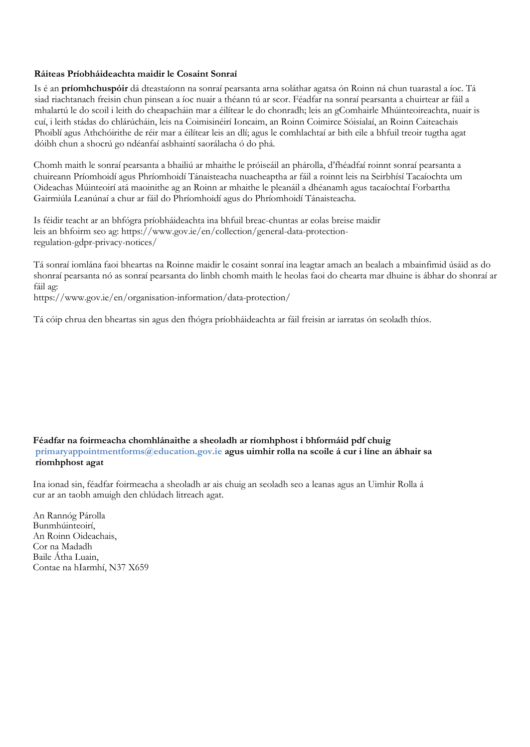**Ráiteas Príobháideachta maidir le Cosaint Sonraí**

Is é an **príomhchuspóir** dá dteastaíonn na sonraí pearsanta arna soláthar agatsa ón Roinn ná chun tuarastal a íoc. Tá siad riachtanach freisin chun pinsean a íoc nuair a théann tú ar scor. Féadfar na sonraí pearsanta a chuirtear ar fáil a mhalartú le do scoil i leith do cheapacháin mar a éilítear le do chonradh; leis an gComhairle Mhúinteoireachta, nuair is cuí, i leith stádas do chlárúcháin, leis na Coimisinéirí Ioncaim, an Roinn Coimirce Sóisialaí, an Roinn Caiteachais Phoiblí agus Athchóirithe de réir mar a éilítear leis an dlí; agus le comhlachtaí ar bith eile a bhfuil treoir tugtha agat dóibh chun a shocrú go ndéanfaí asbhaintí saorálacha ó do phá.

Chomh maith le sonraí pearsanta a bhailiú ar mhaithe le próiseáil an phárolla, d'fhéadfaí roinnt sonraí pearsanta a chuireann Príomhoidí agus Phríomhoidí Tánaisteacha nuacheaptha ar fáil a roinnt leis na Seirbhísí Tacaíochta um Oideachas Múinteoirí atá maoinithe ag an Roinn ar mhaithe le pleanáil a dhéanamh agus tacaíochtaí Forbartha Gairmiúla Leanúnaí a chur ar fáil do Phríomhoidí agus do Phríomhoidí Tánaisteacha.

Is féidir teacht ar an bhfógra príobháideachta ina bhfuil breac-chuntas ar eolas breise maidir leis an bhfoirm seo ag: https://www.gov.ie/en/collection/general-data-protection-regulation-gdpr-privacy-notices/

Tá sonraí iomlána faoi bheartas na Roinne maidir le cosaint sonraí ina leagtar amach an bealach a mbainfimid úsáid as do shonraí pearsanta nó as sonraí pearsanta do linbh chomh maith le heolas faoi do chearta mar dhuine is ábhar do shonraí ar fáil ag:
https://www.gov.ie/en/organisation-information/data-protection/

Tá cóip chrua den bheartas sin agus den fhógra príobháideachta ar fáil freisin ar iarratas ón seoladh thíos.

**Féadfar na foirmeacha chomhlánaithe a sheoladh ar ríomhphost i bhformáid pdf chuig primaryappointmentforms@education.gov.ie agus uimhir rolla na scoile á cur i líne an ábhair sa ríomhphost agat**

Ina ionad sin, féadfar foirmeacha a sheoladh ar ais chuig an seoladh seo a leanas agus an Uimhir Rolla á cur ar an taobh amuigh den chlúdach litreach agat.

An Rannóg Párolla
Bunmhúinteoirí,
An Roinn Oideachais,
Cor na Madadh
Baile Átha Luain,
Contae na hIarmhí, N37 X659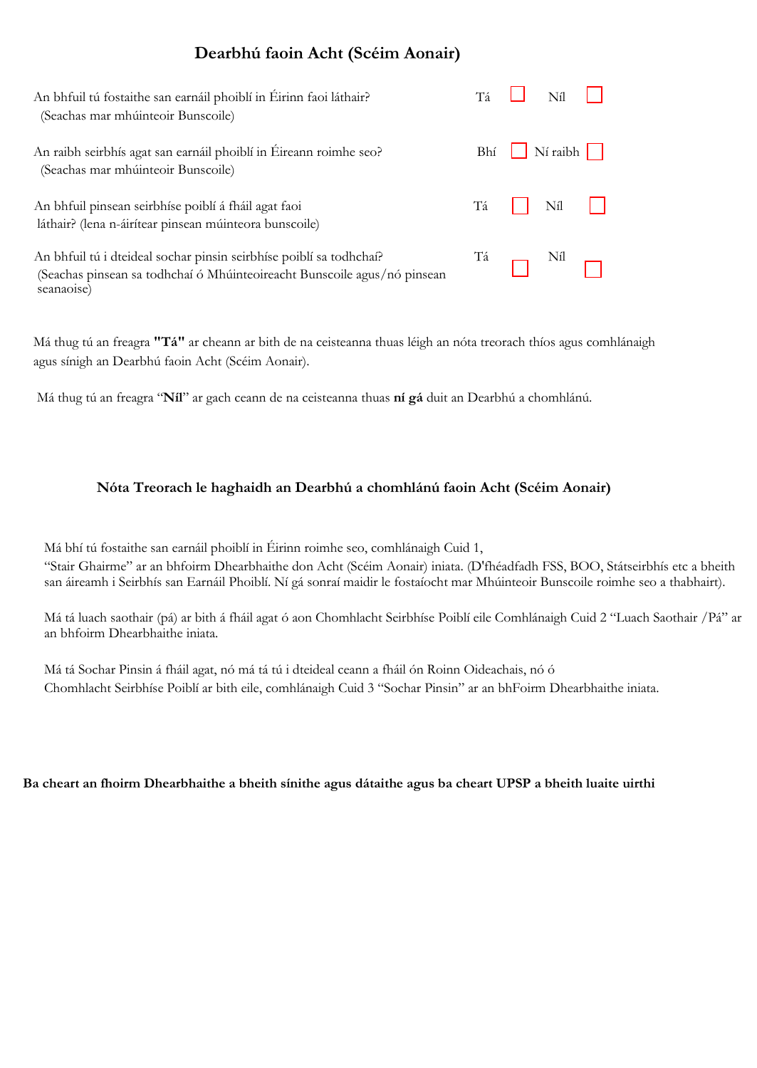## Dearbhú faoin Acht (Scéim Aonair)

| | | | | |
|---|---|---|---|---|
| An bhfuil tú fostaithe san earnáil phoiblí in Éirinn faoi láthair? (Seachas mar mhúinteoir Bunscoile) | Tá | ☐ | Níl | ☐ |
| An raibh seirbhís agat san earnáil phoiblí in Éireann roimhe seo? (Seachas mar mhúinteoir Bunscoile) | Bhí | ☐ | Ní raibh | ☐ |
| An bhfuil pinsean seirbhíse poiblí á fháil agat faoi láthair? (lena n-áirítear pinsean múinteora bunscoile) | Tá | ☐ | Níl | ☐ |
| An bhfuil tú i dteideal sochar pinsin seirbhíse poiblí sa todhchaí? (Seachas pinsean sa todhchaí ó Mhúinteoireacht Bunscoile agus/nó pinsean seanaoise) | Tá | ☐ | Níl | ☐ |

Má thug tú an freagra **"Tá"** ar cheann ar bith de na ceisteanna thuas léigh an nóta treorach thíos agus comhlánaigh agus sínigh an Dearbhú faoin Acht (Scéim Aonair).

Má thug tú an freagra "**Níl**" ar gach ceann de na ceisteanna thuas **ní gá** duit an Dearbhú a chomhlánú.

### Nóta Treorach le haghaidh an Dearbhú a chomhlánú faoin Acht (Scéim Aonair)

Má bhí tú fostaithe san earnáil phoiblí in Éirinn roimhe seo, comhlánaigh Cuid 1, "Stair Ghairme" ar an bhfoirm Dhearbhaithe don Acht (Scéim Aonair) iniata. (D'fhéadfadh FSS, BOO, Státseirbhís etc a bheith san áireamh i Seirbhís san Earnáil Phoiblí. Ní gá sonraí maidir le fostaíocht mar Mhúinteoir Bunscoile roimhe seo a thabhairt).

Má tá luach saothair (pá) ar bith á fháil agat ó aon Chomhlacht Seirbhíse Poiblí eile Comhlánaigh Cuid 2 "Luach Saothair /Pá" ar an bhfoirm Dhearbhaithe iniata.

Má tá Sochar Pinsin á fháil agat, nó má tá tú i dteideal ceann a fháil ón Roinn Oideachais, nó ó Chomhlacht Seirbhíse Poiblí ar bith eile, comhlánaigh Cuid 3 "Sochar Pinsin" ar an bhFoirm Dhearbhaithe iniata.

**Ba cheart an fhoirm Dhearbhaithe a bheith sínithe agus dátaithe agus ba cheart UPSP a bheith luaite uirthi**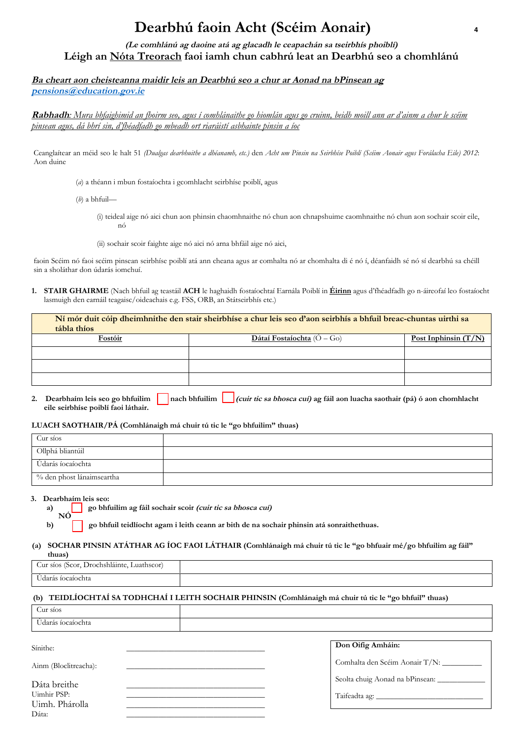# Dearbhú faoin Acht (Scéim Aonair)

***(Le comhlánú ag daoine atá ag glacadh le ceapachán sa tseirbhís phoiblí)***

**Léigh an <u>Nóta Treorach</u> faoi iamh chun cabhrú leat an Dearbhú seo a chomhlánú**

***<u>Ba cheart aon cheisteanna maidir leis an Dearbhú seo a chur ar Aonad na bPinsean ag pensions@education.gov.ie</u>***

***<u>Rabhadh</u>**<u>: Mura bhfaighimid an fhoirm seo, agus í comhlánaithe go hiomlán agus go cruinn, beidh moill ann ar d'ainm a chur le scéim pinsean agus, dá bhrí sin, d'fhéadfadh go mbeadh ort riaráistí asbhainte pinsin a íoc</u>*

Ceanglaítear an méid seo le halt 51 *(Dualgas dearbhuithe a dhéanamh, etc.)* den *Acht um Pinsin na Seirbhíse Poiblí (Scéim Aonair agus Forálacha Eile) 2012*: Aon duine

(*a*) a théann i mbun fostaíochta i gcomhlacht seirbhíse poiblí, agus

(*b*) a bhfuil—

(i) teideal aige nó aici chun aon phinsin chaomhnaithe nó chun aon chnapshuime caomhnaithe nó chun aon sochair scoir eile, nó

(ii) sochair scoir faighte aige nó aici nó arna bhfáil aige nó aici,

faoin Scéim nó faoi scéim pinsean seirbhíse poiblí atá ann cheana agus ar comhalta nó ar chomhalta di é nó í, déanfaidh sé nó sí dearbhú sa chéill sin a sholáthar don údarás iomchuí.

1. **STAIR GHAIRME** (Nach bhfuil ag teastáil **ACH** le haghaidh fostaíochtaí Earnála Poiblí in **<u>Éirinn</u>** agus d'fhéadfadh go n-áireofaí leo fostaíocht lasmuigh den earnáil teagaisc/oideachais e.g. FSS, ORB, an Státseirbhís etc.)

**Ní mór duit cóip dheimhnithe den stair sheirbhíse a chur leis seo d'aon seirbhís a bhfuil breac-chuntas uirthi sa tábla thíos**

| **<u>Fostóir</u>** | **<u>Dátaí Fostaíochta</u>** (Ó – Go) | **<u>Post Inphinsin (T/N)</u>** |
|---|---|---|
| | | |
| | | |
| | | |

2. **Dearbhaím leis seo go bhfuilim ☐ nach bhfuilim ☐ *(cuir tic sa bhosca cuí)* ag fáil aon luacha saothair (pá) ó aon chomhlacht eile seirbhíse poiblí faoi láthair.**

**LUACH SAOTHAIR/PÁ (Comhlánaigh má chuir tú tic le "go bhfuilim" thuas)**

| | |
|---|---|
| Cur síos | |
| Ollphá bliantúil | |
| Údarás íocaíochta | |
| % den phost lánaimseartha | |

3. **Dearbhaím leis seo:**
   - **a)** ☐ **go bhfuilim ag fáil sochair scoir *(cuir tic sa bhosca cuí)***
   
   **NÓ**
   - **b)** ☐ **go bhfuil teidlíocht agam i leith ceann ar bith de na sochair phinsin atá sonraithethuas.**

**(a) SOCHAR PINSIN ATÁTHAR AG ÍOC FAOI LÁTHAIR (Comhlánaigh má chuir tú tic le "go bhfuair mé/go bhfuilim ag fáil" thuas)**

| | |
|---|---|
| Cur síos (Scor, Drochshláinte, Luathscor) | |
| Údarás íocaíochta | |

**(b) TEIDLÍOCHTAÍ SA TODHCHAÍ I LEITH SOCHAIR PHINSIN (Comhlánaigh má chuir tú tic le "go bhfuil" thuas)**

| | |
|---|---|
| Cur síos | |
| Údarás íocaíochta | |

Sínithe: ______________________________

Ainm (Bloclitreacha): ______________________________

Dáta breithe ______________________________

Uimhir PSP: ______________________________

Uimh. Phárolla ______________________________

Dáta: ______________________________

**Don Oifig Amháin:**

Comhalta den Scéim Aonair T/N: __________

Seolta chuig Aonad na bPinsean: ____________

Taifeadta ag: ________________________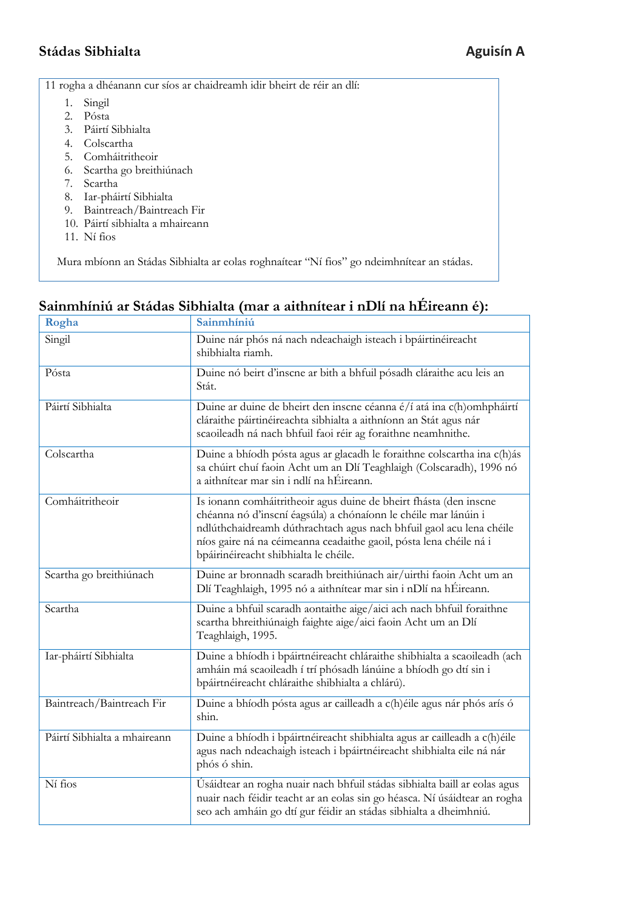**Stádas Sibhialta** **Aguisín A**

11 rogha a dhéanann cur síos ar chaidreamh idir bheirt de réir an dlí:

1. Singil
2. Pósta
3. Páirtí Sibhialta
4. Colscartha
5. Comháitritheoir
6. Scartha go breithiúnach
7. Scartha
8. Iar-pháirtí Sibhialta
9. Baintreach/Baintreach Fir
10. Páirtí sibhialta a mhaireann
11. Ní fios

Mura mbíonn an Stádas Sibhialta ar eolas roghnaítear "Ní fios" go ndeimhnítear an stádas.

## Sainmhíniú ar Stádas Sibhialta (mar a aithnítear i nDlí na hÉireann é):

| Rogha | Sainmhíniú |
|---|---|
| Singil | Duine nár phós ná nach ndeachaigh isteach i bpáirtinéireacht shibhialta riamh. |
| Pósta | Duine nó beirt d'inscne ar bith a bhfuil pósadh cláraithe acu leis an Stát. |
| Páirtí Sibhialta | Duine ar duine de bheirt den inscne céanna é/í atá ina c(h)omhpháirtí cláraithe páirtinéireachta sibhialta a aithníonn an Stát agus nár scaoileadh ná nach bhfuil faoi réir ag foraithne neamhnithe. |
| Colscartha | Duine a bhíodh pósta agus ar glacadh le foraithne colscartha ina c(h)ás sa chúirt chuí faoin Acht um an Dlí Teaghlaigh (Colscaradh), 1996 nó a aithnítear mar sin i ndlí na hÉireann. |
| Comháitritheoir | Is ionann comháitritheoir agus duine de bheirt fhásta (den inscne chéanna nó d'inscní éagsúla) a chónaíonn le chéile mar lánúin i ndlúthchaidreamh dúthrachtach agus nach bhfuil gaol acu lena chéile níos gaire ná na céimeanna ceadaithe gaoil, pósta lena chéile ná i bpáirinéireacht shibhialta le chéile. |
| Scartha go breithiúnach | Duine ar bronnadh scaradh breithiúnach air/uirthi faoin Acht um an Dlí Teaghlaigh, 1995 nó a aithnítear mar sin i nDlí na hÉireann. |
| Scartha | Duine a bhfuil scaradh aontaithe aige/aici ach nach bhfuil foraithne scartha bhreithiúnaigh faighte aige/aici faoin Acht um an Dlí Teaghlaigh, 1995. |
| Iar-pháirtí Sibhialta | Duine a bhíodh i bpáirtnéireacht chláraithe shibhialta a scaoileadh (ach amháin má scaoileadh í trí phósadh lánúine a bhíodh go dtí sin i bpáirtnéireacht chláraithe shibhialta a chlárú). |
| Baintreach/Baintreach Fir | Duine a bhíodh pósta agus ar cailleadh a c(h)éile agus nár phós arís ó shin. |
| Páirtí Sibhialta a mhaireann | Duine a bhíodh i bpáirtnéireacht shibhialta agus ar cailleadh a c(h)éile agus nach ndeachaigh isteach i bpáirtnéireacht shibhialta eile ná nár phós ó shin. |
| Ní fios | Úsáidtear an rogha nuair nach bhfuil stádas sibhialta baill ar eolas agus nuair nach féidir teacht ar an eolas sin go héasca. Ní úsáidtear an rogha seo ach amháin go dtí gur féidir an stádas sibhialta a dheimhniú. |